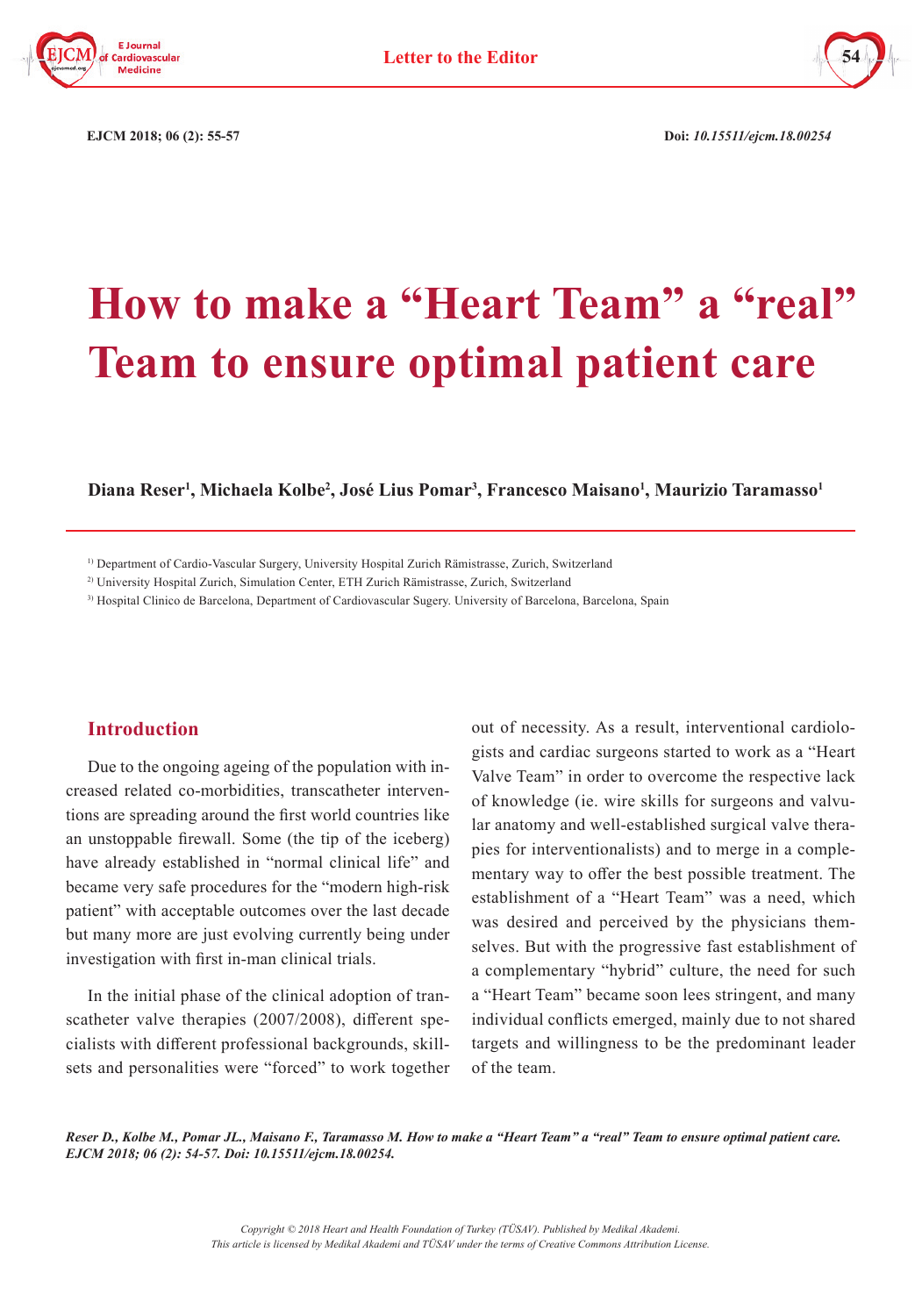# How to make a "Heart Team" a "real" Team to ensure optimal patient care

**Diana Reser[1], Michaela Kolbe[2], José Lius Pomar[3], Francesco Maisano[1], Maurizio Taramasso[1]**

[1] Department of Cardio-Vascular Surgery, University Hospital Zurich Rämistrasse, Zurich, Switzerland

[2] University Hospital Zurich, Simulation Center, ETH Zurich Rämistrasse, Zurich, Switzerland

[3] Hospital Clinico de Barcelona, Department of Cardiovascular Sugery. University of Barcelona, Barcelona, Spain

## Introduction

Due to the ongoing ageing of the population with increased related co-morbidities, transcatheter interventions are spreading around the first world countries like an unstoppable firewall. Some (the tip of the iceberg) have already established in "normal clinical life" and became very safe procedures for the "modern high-risk patient" with acceptable outcomes over the last decade but many more are just evolving currently being under investigation with first in-man clinical trials.

In the initial phase of the clinical adoption of transcatheter valve therapies (2007/2008), different specialists with different professional backgrounds, skillsets and personalities were "forced" to work together out of necessity. As a result, interventional cardiologists and cardiac surgeons started to work as a "Heart Valve Team" in order to overcome the respective lack of knowledge (ie. wire skills for surgeons and valvular anatomy and well-established surgical valve therapies for interventionalists) and to merge in a complementary way to offer the best possible treatment. The establishment of a "Heart Team" was a need, which was desired and perceived by the physicians themselves. But with the progressive fast establishment of a complementary "hybrid" culture, the need for such a "Heart Team" became soon lees stringent, and many individual conflicts emerged, mainly due to not shared targets and willingness to be the predominant leader of the team.

*Reser D., Kolbe M., Pomar JL., Maisano F., Taramasso M. How to make a "Heart Team" a "real" Team to ensure optimal patient care. EJCM 2018; 06 (2): 54-57. Doi: 10.15511/ejcm.18.00254.*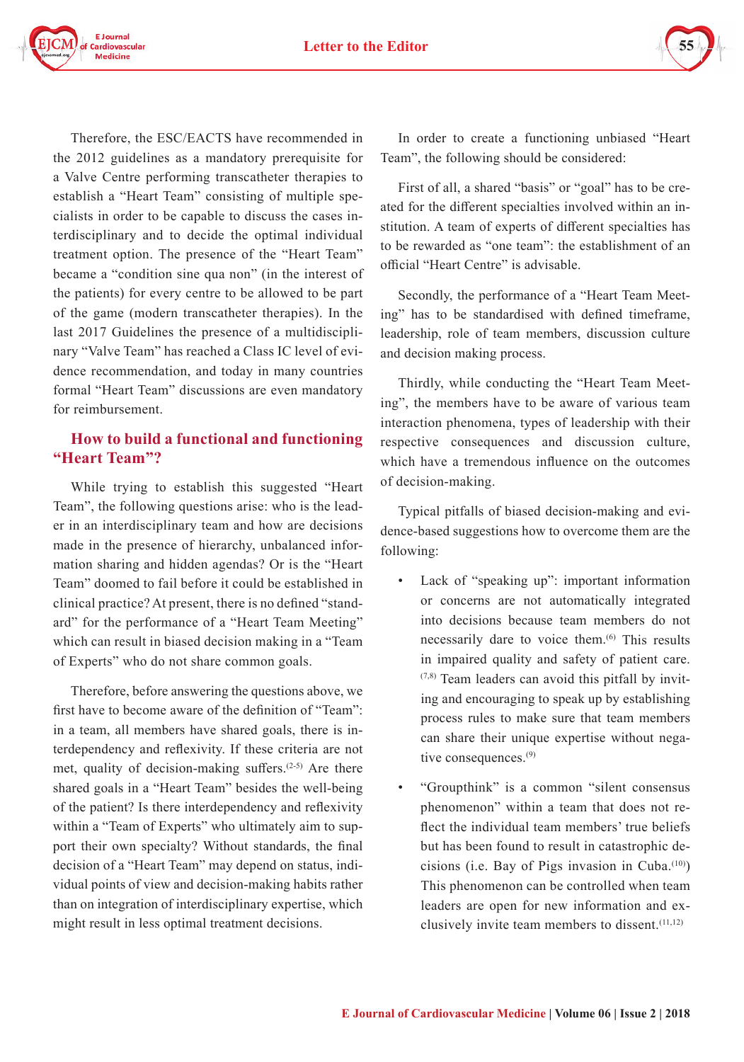Therefore, the ESC/EACTS have recommended in the 2012 guidelines as a mandatory prerequisite for a Valve Centre performing transcatheter therapies to establish a "Heart Team" consisting of multiple specialists in order to be capable to discuss the cases interdisciplinary and to decide the optimal individual treatment option. The presence of the "Heart Team" became a "condition sine qua non" (in the interest of the patients) for every centre to be allowed to be part of the game (modern transcatheter therapies). In the last 2017 Guidelines the presence of a multidisciplinary "Valve Team" has reached a Class IC level of evidence recommendation, and today in many countries formal "Heart Team" discussions are even mandatory for reimbursement.

## How to build a functional and functioning "Heart Team"?

While trying to establish this suggested "Heart Team", the following questions arise: who is the leader in an interdisciplinary team and how are decisions made in the presence of hierarchy, unbalanced information sharing and hidden agendas? Or is the "Heart Team" doomed to fail before it could be established in clinical practice? At present, there is no defined "standard" for the performance of a "Heart Team Meeting" which can result in biased decision making in a "Team of Experts" who do not share common goals.

Therefore, before answering the questions above, we first have to become aware of the definition of "Team": in a team, all members have shared goals, there is interdependency and reflexivity. If these criteria are not met, quality of decision-making suffers.[2-5] Are there shared goals in a "Heart Team" besides the well-being of the patient? Is there interdependency and reflexivity within a "Team of Experts" who ultimately aim to support their own specialty? Without standards, the final decision of a "Heart Team" may depend on status, individual points of view and decision-making habits rather than on integration of interdisciplinary expertise, which might result in less optimal treatment decisions.

In order to create a functioning unbiased "Heart Team", the following should be considered:

First of all, a shared "basis" or "goal" has to be created for the different specialties involved within an institution. A team of experts of different specialties has to be rewarded as "one team": the establishment of an official "Heart Centre" is advisable.

Secondly, the performance of a "Heart Team Meeting" has to be standardised with defined timeframe, leadership, role of team members, discussion culture and decision making process.

Thirdly, while conducting the "Heart Team Meeting", the members have to be aware of various team interaction phenomena, types of leadership with their respective consequences and discussion culture, which have a tremendous influence on the outcomes of decision-making.

Typical pitfalls of biased decision-making and evidence-based suggestions how to overcome them are the following:

- Lack of "speaking up": important information or concerns are not automatically integrated into decisions because team members do not necessarily dare to voice them.[6] This results in impaired quality and safety of patient care.[7,8] Team leaders can avoid this pitfall by inviting and encouraging to speak up by establishing process rules to make sure that team members can share their unique expertise without negative consequences.[9]

- "Groupthink" is a common "silent consensus phenomenon" within a team that does not reflect the individual team members' true beliefs but has been found to result in catastrophic decisions (i.e. Bay of Pigs invasion in Cuba.[10]) This phenomenon can be controlled when team leaders are open for new information and exclusively invite team members to dissent.[11,12]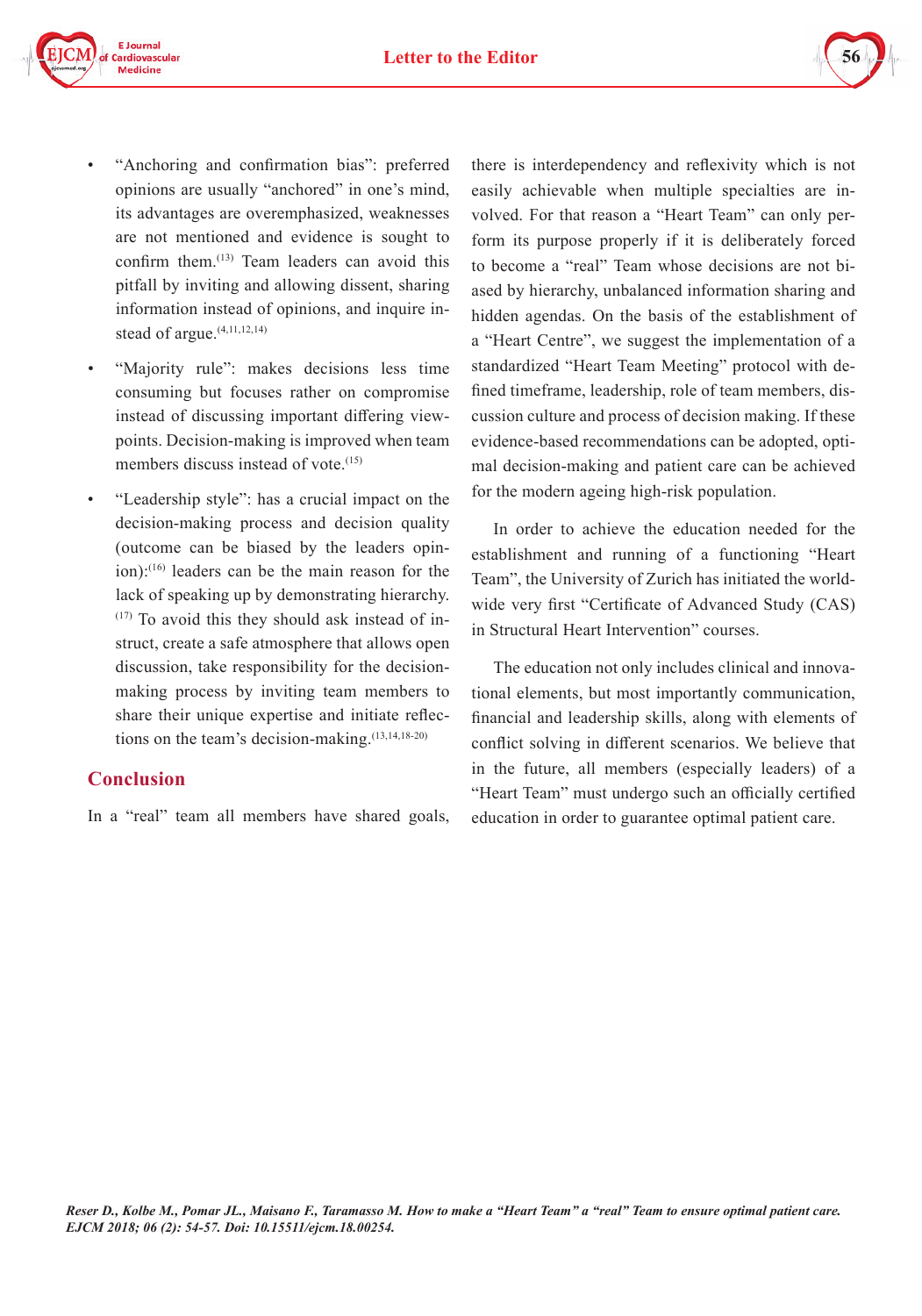- "Anchoring and confirmation bias": preferred opinions are usually "anchored" in one's mind, its advantages are overemphasized, weaknesses are not mentioned and evidence is sought to confirm them.[13] Team leaders can avoid this pitfall by inviting and allowing dissent, sharing information instead of opinions, and inquire instead of argue.[4,11,12,14]
- "Majority rule": makes decisions less time consuming but focuses rather on compromise instead of discussing important differing viewpoints. Decision-making is improved when team members discuss instead of vote.[15]
- "Leadership style": has a crucial impact on the decision-making process and decision quality (outcome can be biased by the leaders opinion):[16] leaders can be the main reason for the lack of speaking up by demonstrating hierarchy.[17] To avoid this they should ask instead of instruct, create a safe atmosphere that allows open discussion, take responsibility for the decision-making process by inviting team members to share their unique expertise and initiate reflections on the team's decision-making.[13,14,18-20]

## Conclusion

In a "real" team all members have shared goals, there is interdependency and reflexivity which is not easily achievable when multiple specialties are involved. For that reason a "Heart Team" can only perform its purpose properly if it is deliberately forced to become a "real" Team whose decisions are not biased by hierarchy, unbalanced information sharing and hidden agendas. On the basis of the establishment of a "Heart Centre", we suggest the implementation of a standardized "Heart Team Meeting" protocol with defined timeframe, leadership, role of team members, discussion culture and process of decision making. If these evidence-based recommendations can be adopted, optimal decision-making and patient care can be achieved for the modern ageing high-risk population.

In order to achieve the education needed for the establishment and running of a functioning "Heart Team", the University of Zurich has initiated the worldwide very first "Certificate of Advanced Study (CAS) in Structural Heart Intervention" courses.

The education not only includes clinical and innovational elements, but most importantly communication, financial and leadership skills, along with elements of conflict solving in different scenarios. We believe that in the future, all members (especially leaders) of a "Heart Team" must undergo such an officially certified education in order to guarantee optimal patient care.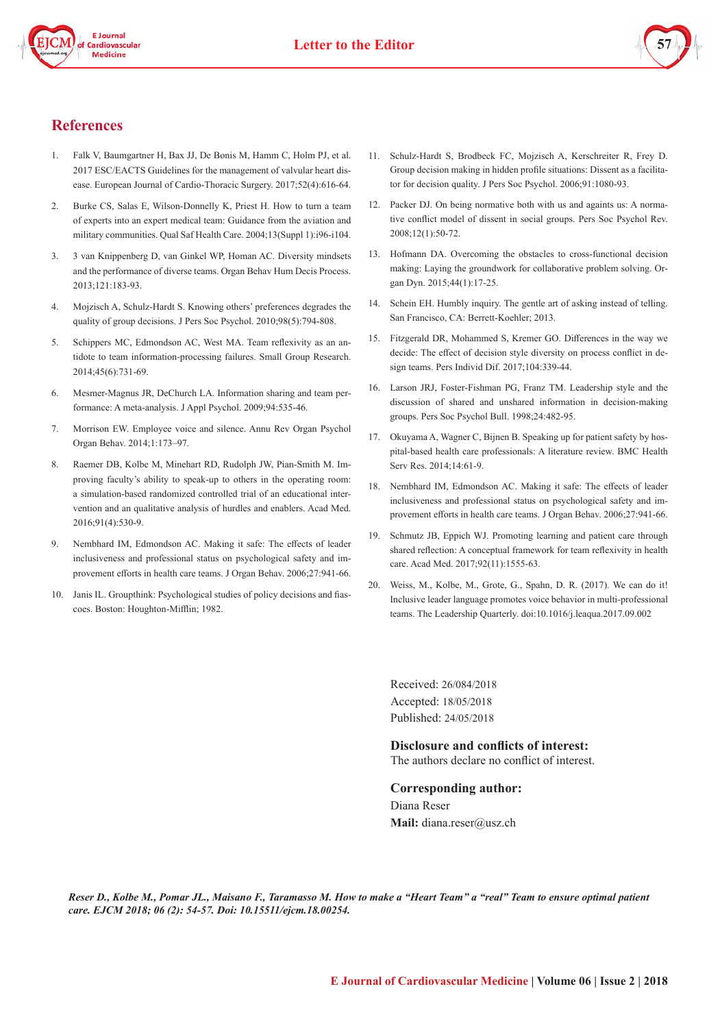## References

1. Falk V, Baumgartner H, Bax JJ, De Bonis M, Hamm C, Holm PJ, et al. 2017 ESC/EACTS Guidelines for the management of valvular heart disease. European Journal of Cardio-Thoracic Surgery. 2017;52(4):616-64.
2. Burke CS, Salas E, Wilson-Donnelly K, Priest H. How to turn a team of experts into an expert medical team: Guidance from the aviation and military communities. Qual Saf Health Care. 2004;13(Suppl 1):i96-i104.
3. 3 van Knippenberg D, van Ginkel WP, Homan AC. Diversity mindsets and the performance of diverse teams. Organ Behav Hum Decis Process. 2013;121:183-93.
4. Mojzisch A, Schulz-Hardt S. Knowing others' preferences degrades the quality of group decisions. J Pers Soc Psychol. 2010;98(5):794-808.
5. Schippers MC, Edmondson AC, West MA. Team reflexivity as an antidote to team information-processing failures. Small Group Research. 2014;45(6):731-69.
6. Mesmer-Magnus JR, DeChurch LA. Information sharing and team performance: A meta-analysis. J Appl Psychol. 2009;94:535-46.
7. Morrison EW. Employee voice and silence. Annu Rev Organ Psychol Organ Behav. 2014;1:173–97.
8. Raemer DB, Kolbe M, Minehart RD, Rudolph JW, Pian-Smith M. Improving faculty's ability to speak-up to others in the operating room: a simulation-based randomized controlled trial of an educational intervention and an qualitative analysis of hurdles and enablers. Acad Med. 2016;91(4):530-9.
9. Nembhard IM, Edmondson AC. Making it safe: The effects of leader inclusiveness and professional status on psychological safety and improvement efforts in health care teams. J Organ Behav. 2006;27:941-66.
10. Janis IL. Groupthink: Psychological studies of policy decisions and fiascoes. Boston: Houghton-Mifflin; 1982.
11. Schulz-Hardt S, Brodbeck FC, Mojzisch A, Kerschreiter R, Frey D. Group decision making in hidden profile situations: Dissent as a facilitator for decision quality. J Pers Soc Psychol. 2006;91:1080-93.
12. Packer DJ. On being normative both with us and againts us: A normative conflict model of dissent in social groups. Pers Soc Psychol Rev. 2008;12(1):50-72.
13. Hofmann DA. Overcoming the obstacles to cross-functional decision making: Laying the groundwork for collaborative problem solving. Organ Dyn. 2015;44(1):17-25.
14. Schein EH. Humbly inquiry. The gentle art of asking instead of telling. San Francisco, CA: Berrett-Koehler; 2013.
15. Fitzgerald DR, Mohammed S, Kremer GO. Differences in the way we decide: The effect of decision style diversity on process conflict in design teams. Pers Individ Dif. 2017;104:339-44.
16. Larson JRJ, Foster-Fishman PG, Franz TM. Leadership style and the discussion of shared and unshared information in decision-making groups. Pers Soc Psychol Bull. 1998;24:482-95.
17. Okuyama A, Wagner C, Bijnen B. Speaking up for patient safety by hospital-based health care professionals: A literature review. BMC Health Serv Res. 2014;14:61-9.
18. Nembhard IM, Edmondson AC. Making it safe: The effects of leader inclusiveness and professional status on psychological safety and improvement efforts in health care teams. J Organ Behav. 2006;27:941-66.
19. Schmutz JB, Eppich WJ. Promoting learning and patient care through shared reflection: A conceptual framework for team reflexivity in health care. Acad Med. 2017;92(11):1555-63.
20. Weiss, M., Kolbe, M., Grote, G., Spahn, D. R. (2017). We can do it! Inclusive leader language promotes voice behavior in multi-professional teams. The Leadership Quarterly. doi:10.1016/j.leaqua.2017.09.002

Received: 26/084/2018
Accepted: 18/05/2018
Published: 24/05/2018

**Disclosure and conflicts of interest:**
The authors declare no conflict of interest.

**Corresponding author:**
Diana Reser
**Mail:** diana.reser@usz.ch

*Reser D., Kolbe M., Pomar JL., Maisano F., Taramasso M. How to make a "Heart Team" a "real" Team to ensure optimal patient care. EJCM 2018; 06 (2): 54-57. Doi: 10.15511/ejcm.18.00254.*